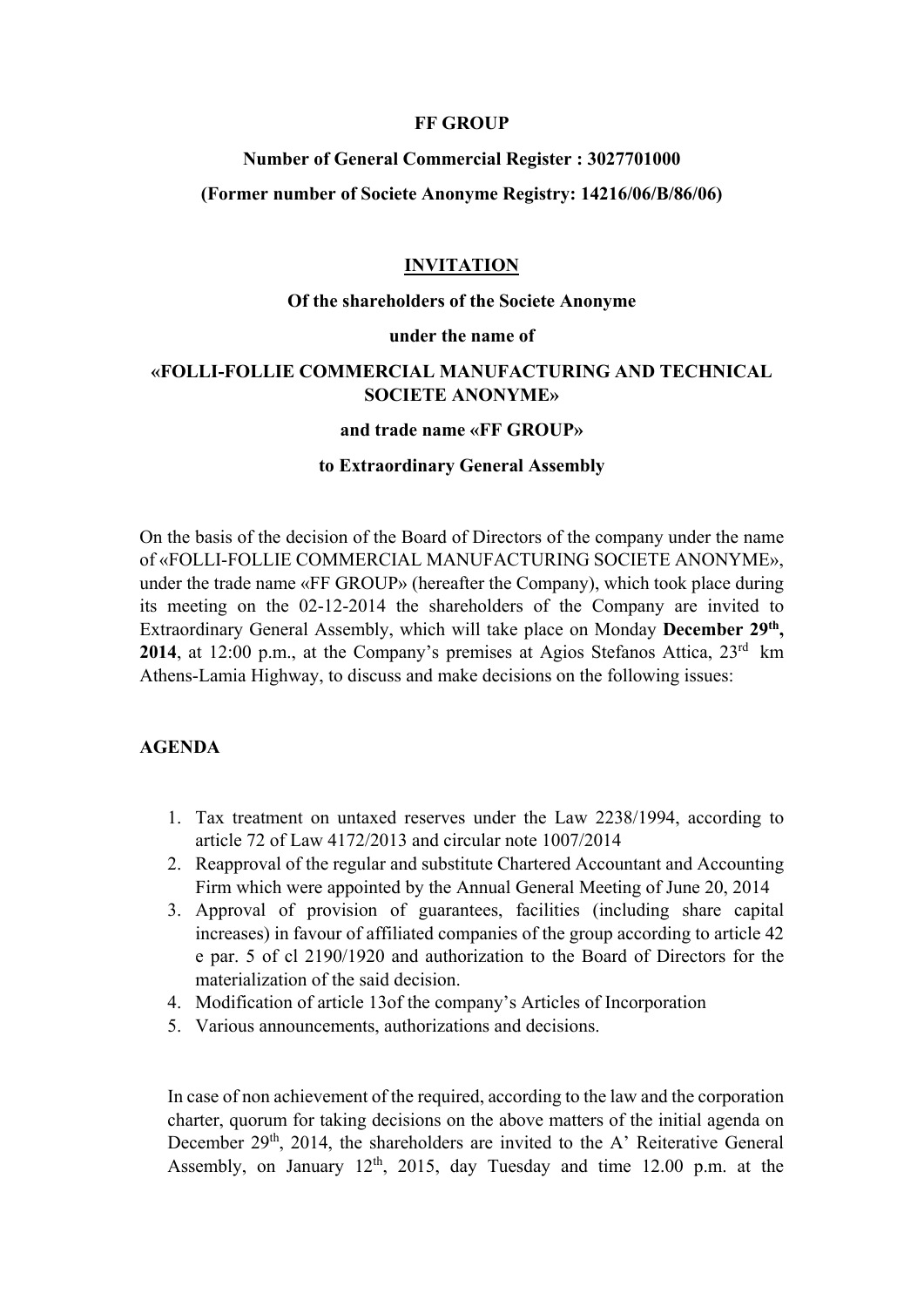**FF GROUP**

**Number of General Commercial Register : 3027701000**

**(Former number of Societe Anonyme Registry: 14216/06/B/86/06)**

# INVITATION

**Of the shareholders of the Societe Anonyme**

**under the name of**

**«FOLLI-FOLLIE COMMERCIAL MANUFACTURING AND TECHNICAL SOCIETE ANONYME»**

**and trade name «FF GROUP»**

**to Extraordinary General Assembly**

On the basis of the decision of the Board of Directors of the company under the name of «FOLLI-FOLLIE COMMERCIAL MANUFACTURING SOCIETE ANONYME», under the trade name «FF GROUP» (hereafter the Company), which took place during its meeting on the 02-12-2014 the shareholders of the Company are invited to Extraordinary General Assembly, which will take place on Monday **December 29th, 2014**, at 12:00 p.m., at the Company's premises at Agios Stefanos Attica, 23rd km Athens-Lamia Highway, to discuss and make decisions on the following issues:

## AGENDA

1. Tax treatment on untaxed reserves under the Law 2238/1994, according to article 72 of Law 4172/2013 and circular note 1007/2014
2. Reapproval of the regular and substitute Chartered Accountant and Accounting Firm which were appointed by the Annual General Meeting of June 20, 2014
3. Approval of provision of guarantees, facilities (including share capital increases) in favour of affiliated companies of the group according to article 42 e par. 5 of cl 2190/1920 and authorization to the Board of Directors for the materialization of the said decision.
4. Modification of article 13of the company's Articles of Incorporation
5. Various announcements, authorizations and decisions.

In case of non achievement of the required, according to the law and the corporation charter, quorum for taking decisions on the above matters of the initial agenda on December 29th, 2014, the shareholders are invited to the A' Reiterative General Assembly, on January 12th, 2015, day Tuesday and time 12.00 p.m. at the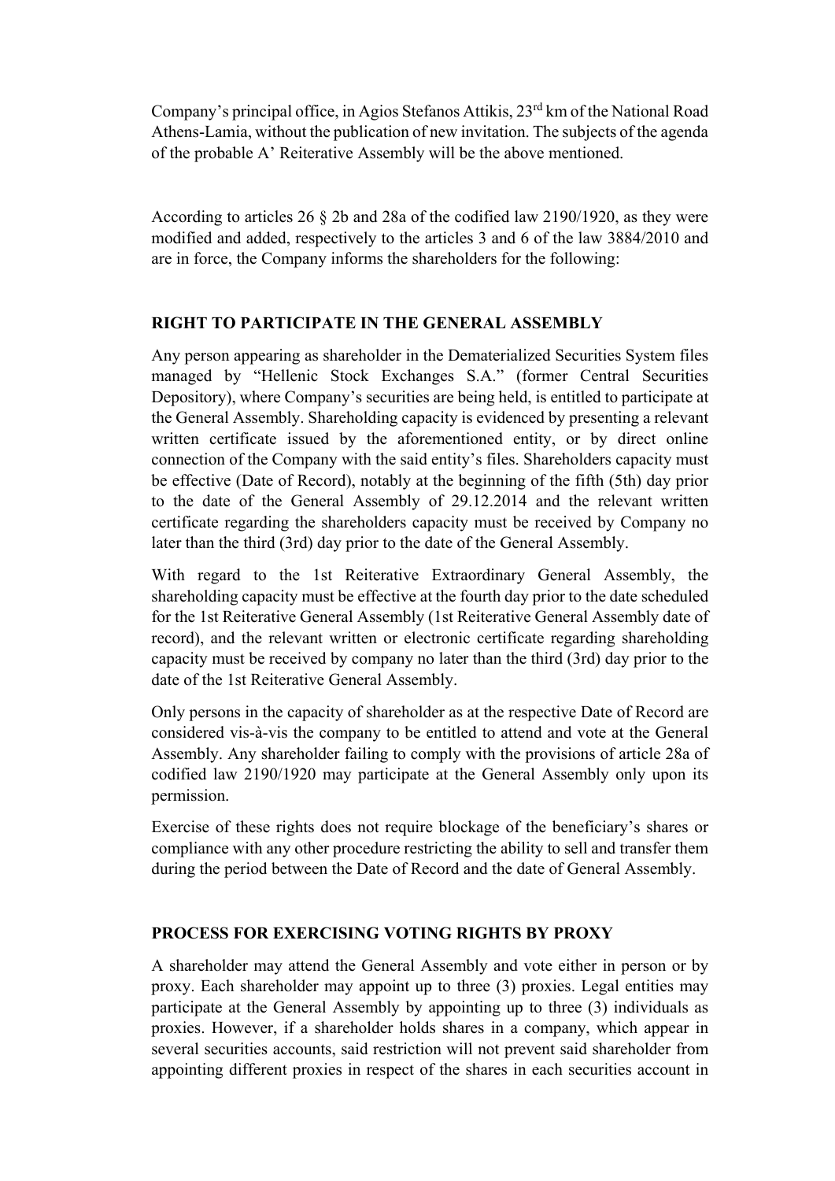Company's principal office, in Agios Stefanos Attikis, 23rd km of the National Road Athens-Lamia, without the publication of new invitation. The subjects of the agenda of the probable A' Reiterative Assembly will be the above mentioned.

According to articles 26 § 2b and 28a of the codified law 2190/1920, as they were modified and added, respectively to the articles 3 and 6 of the law 3884/2010 and are in force, the Company informs the shareholders for the following:

**RIGHT TO PARTICIPATE IN THE GENERAL ASSEMBLY**

Any person appearing as shareholder in the Dematerialized Securities System files managed by "Hellenic Stock Exchanges S.A." (former Central Securities Depository), where Company's securities are being held, is entitled to participate at the General Assembly. Shareholding capacity is evidenced by presenting a relevant written certificate issued by the aforementioned entity, or by direct online connection of the Company with the said entity's files. Shareholders capacity must be effective (Date of Record), notably at the beginning of the fifth (5th) day prior to the date of the General Assembly of 29.12.2014 and the relevant written certificate regarding the shareholders capacity must be received by Company no later than the third (3rd) day prior to the date of the General Assembly.

With regard to the 1st Reiterative Extraordinary General Assembly, the shareholding capacity must be effective at the fourth day prior to the date scheduled for the 1st Reiterative General Assembly (1st Reiterative General Assembly date of record), and the relevant written or electronic certificate regarding shareholding capacity must be received by company no later than the third (3rd) day prior to the date of the 1st Reiterative General Assembly.

Only persons in the capacity of shareholder as at the respective Date of Record are considered vis-à-vis the company to be entitled to attend and vote at the General Assembly. Any shareholder failing to comply with the provisions of article 28a of codified law 2190/1920 may participate at the General Assembly only upon its permission.

Exercise of these rights does not require blockage of the beneficiary's shares or compliance with any other procedure restricting the ability to sell and transfer them during the period between the Date of Record and the date of General Assembly.

**PROCESS FOR EXERCISING VOTING RIGHTS BY PROXY**

A shareholder may attend the General Assembly and vote either in person or by proxy. Each shareholder may appoint up to three (3) proxies. Legal entities may participate at the General Assembly by appointing up to three (3) individuals as proxies. However, if a shareholder holds shares in a company, which appear in several securities accounts, said restriction will not prevent said shareholder from appointing different proxies in respect of the shares in each securities account in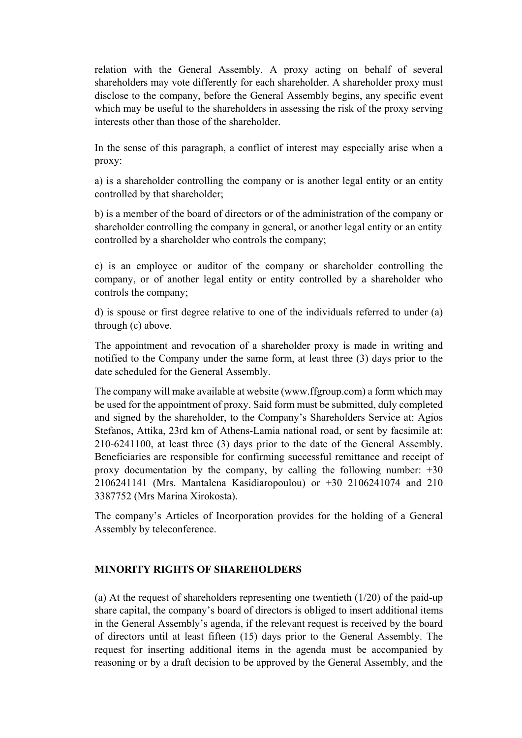relation with the General Assembly. A proxy acting on behalf of several shareholders may vote differently for each shareholder. A shareholder proxy must disclose to the company, before the General Assembly begins, any specific event which may be useful to the shareholders in assessing the risk of the proxy serving interests other than those of the shareholder.

In the sense of this paragraph, a conflict of interest may especially arise when a proxy:

a) is a shareholder controlling the company or is another legal entity or an entity controlled by that shareholder;

b) is a member of the board of directors or of the administration of the company or shareholder controlling the company in general, or another legal entity or an entity controlled by a shareholder who controls the company;

c) is an employee or auditor of the company or shareholder controlling the company, or of another legal entity or entity controlled by a shareholder who controls the company;

d) is spouse or first degree relative to one of the individuals referred to under (a) through (c) above.

The appointment and revocation of a shareholder proxy is made in writing and notified to the Company under the same form, at least three (3) days prior to the date scheduled for the General Assembly.

The company will make available at website (www.ffgroup.com) a form which may be used for the appointment of proxy. Said form must be submitted, duly completed and signed by the shareholder, to the Company's Shareholders Service at: Agios Stefanos, Attika, 23rd km of Athens-Lamia national road, or sent by facsimile at: 210-6241100, at least three (3) days prior to the date of the General Assembly. Beneficiaries are responsible for confirming successful remittance and receipt of proxy documentation by the company, by calling the following number: +30 2106241141 (Mrs. Mantalena Kasidiaropoulou) or +30 2106241074 and 210 3387752 (Mrs Marina Xirokosta).

The company's Articles of Incorporation provides for the holding of a General Assembly by teleconference.

## MINORITY RIGHTS OF SHAREHOLDERS

(a) At the request of shareholders representing one twentieth (1/20) of the paid-up share capital, the company's board of directors is obliged to insert additional items in the General Assembly's agenda, if the relevant request is received by the board of directors until at least fifteen (15) days prior to the General Assembly. The request for inserting additional items in the agenda must be accompanied by reasoning or by a draft decision to be approved by the General Assembly, and the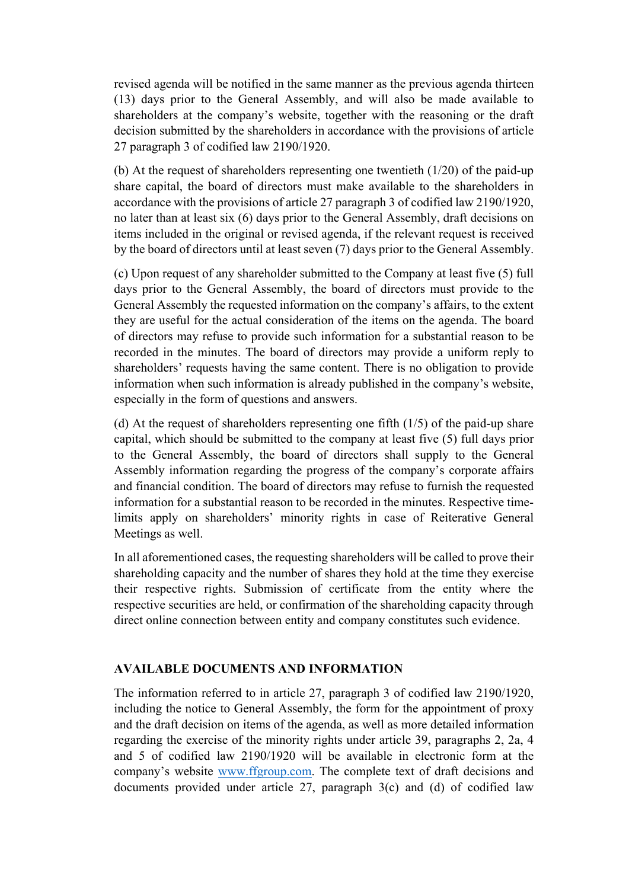revised agenda will be notified in the same manner as the previous agenda thirteen (13) days prior to the General Assembly, and will also be made available to shareholders at the company's website, together with the reasoning or the draft decision submitted by the shareholders in accordance with the provisions of article 27 paragraph 3 of codified law 2190/1920.

(b) At the request of shareholders representing one twentieth (1/20) of the paid-up share capital, the board of directors must make available to the shareholders in accordance with the provisions of article 27 paragraph 3 of codified law 2190/1920, no later than at least six (6) days prior to the General Assembly, draft decisions on items included in the original or revised agenda, if the relevant request is received by the board of directors until at least seven (7) days prior to the General Assembly.

(c) Upon request of any shareholder submitted to the Company at least five (5) full days prior to the General Assembly, the board of directors must provide to the General Assembly the requested information on the company's affairs, to the extent they are useful for the actual consideration of the items on the agenda. The board of directors may refuse to provide such information for a substantial reason to be recorded in the minutes. The board of directors may provide a uniform reply to shareholders' requests having the same content. There is no obligation to provide information when such information is already published in the company's website, especially in the form of questions and answers.

(d) At the request of shareholders representing one fifth (1/5) of the paid-up share capital, which should be submitted to the company at least five (5) full days prior to the General Assembly, the board of directors shall supply to the General Assembly information regarding the progress of the company's corporate affairs and financial condition. The board of directors may refuse to furnish the requested information for a substantial reason to be recorded in the minutes. Respective time-limits apply on shareholders' minority rights in case of Reiterative General Meetings as well.

In all aforementioned cases, the requesting shareholders will be called to prove their shareholding capacity and the number of shares they hold at the time they exercise their respective rights. Submission of certificate from the entity where the respective securities are held, or confirmation of the shareholding capacity through direct online connection between entity and company constitutes such evidence.

## AVAILABLE DOCUMENTS AND INFORMATION

The information referred to in article 27, paragraph 3 of codified law 2190/1920, including the notice to General Assembly, the form for the appointment of proxy and the draft decision on items of the agenda, as well as more detailed information regarding the exercise of the minority rights under article 39, paragraphs 2, 2a, 4 and 5 of codified law 2190/1920 will be available in electronic form at the company's website www.ffgroup.com. The complete text of draft decisions and documents provided under article 27, paragraph 3(c) and (d) of codified law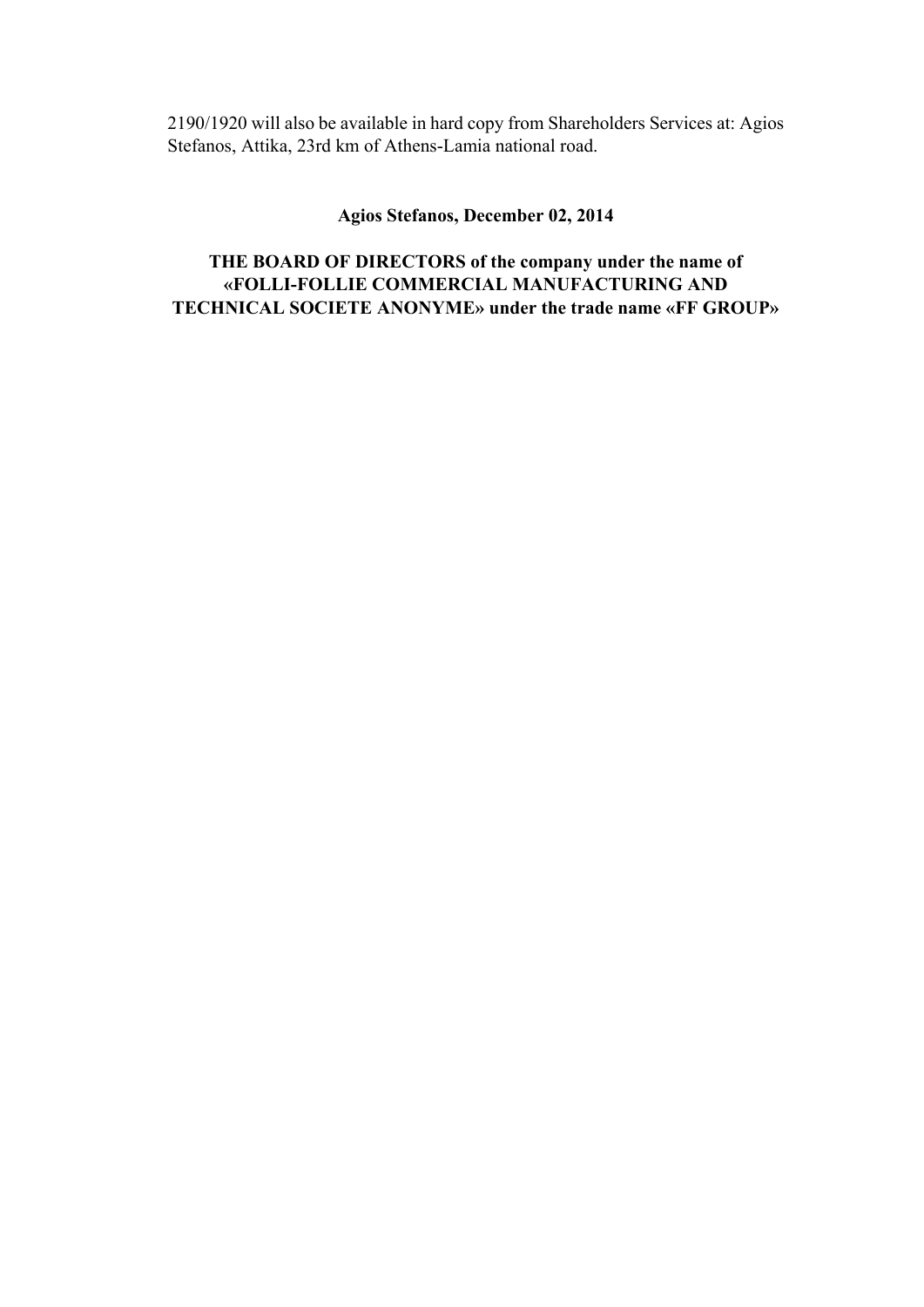2190/1920 will also be available in hard copy from Shareholders Services at: Agios Stefanos, Attika, 23rd km of Athens-Lamia national road.

**Agios Stefanos, December 02, 2014**

**THE BOARD OF DIRECTORS of the company under the name of «FOLLI-FOLLIE COMMERCIAL MANUFACTURING AND TECHNICAL SOCIETE ANONYME» under the trade name «FF GROUP»**